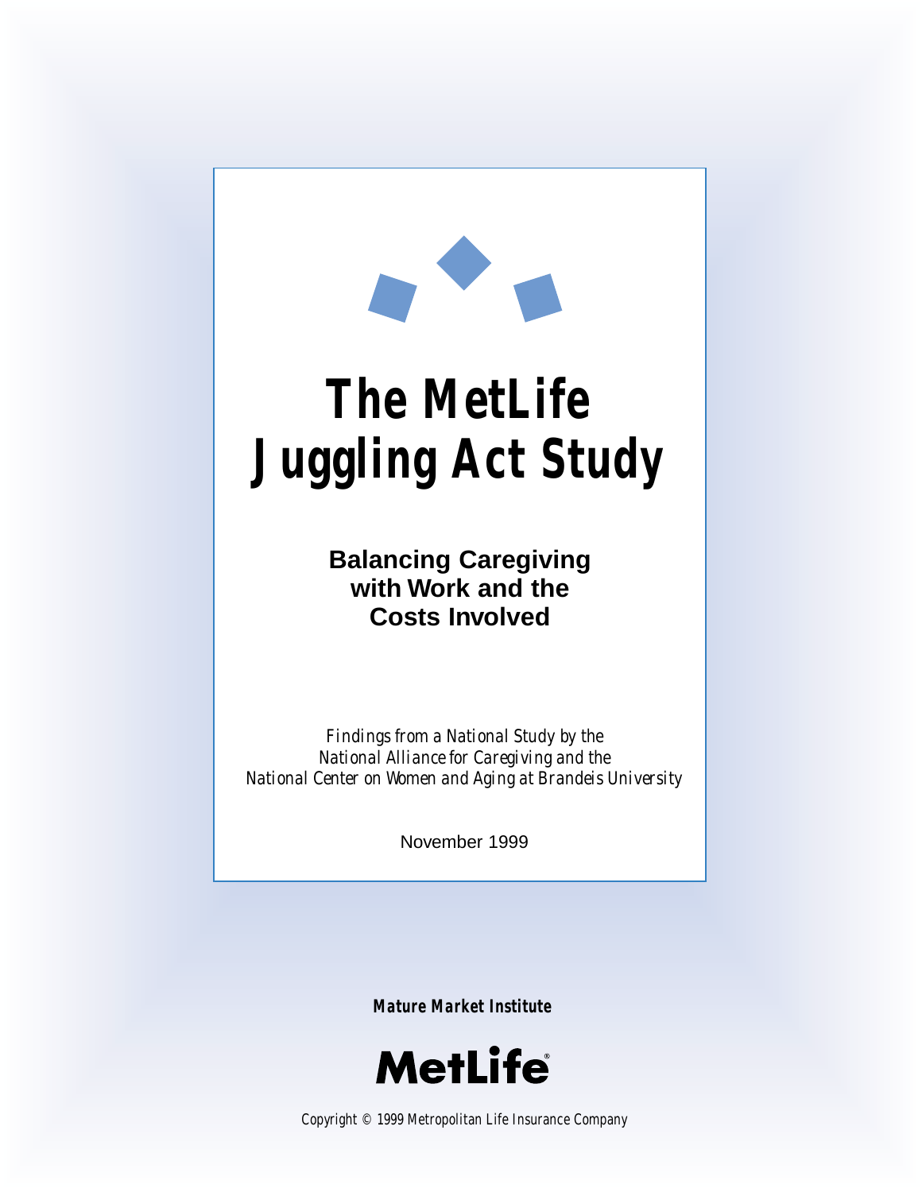# The MetLife Juggling Act Study

## Balancing Caregiving with Work and the Costs Involved

*Findings from a National Study by the National Alliance for Caregiving and the National Center on Women and Aging at Brandeis University*

November 1999

**Mature Market Institute**

**MetLife**®

Copyright © 1999 Metropolitan Life Insurance Company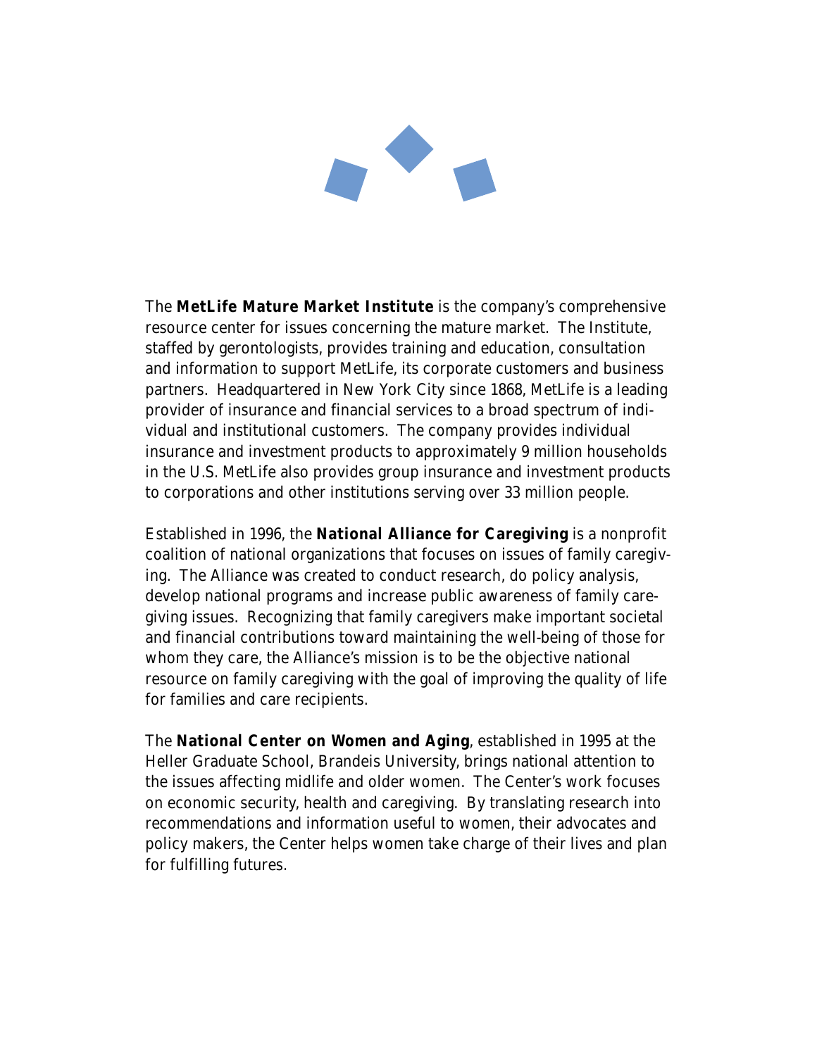The **MetLife Mature Market Institute** is the company's comprehensive resource center for issues concerning the mature market. The Institute, staffed by gerontologists, provides training and education, consultation and information to support MetLife, its corporate customers and business partners. Headquartered in New York City since 1868, MetLife is a leading provider of insurance and financial services to a broad spectrum of individual and institutional customers. The company provides individual insurance and investment products to approximately 9 million households in the U.S. MetLife also provides group insurance and investment products to corporations and other institutions serving over 33 million people.

Established in 1996, the **National Alliance for Caregiving** is a nonprofit coalition of national organizations that focuses on issues of family caregiving. The Alliance was created to conduct research, do policy analysis, develop national programs and increase public awareness of family caregiving issues. Recognizing that family caregivers make important societal and financial contributions toward maintaining the well-being of those for whom they care, the Alliance's mission is to be the objective national resource on family caregiving with the goal of improving the quality of life for families and care recipients.

The **National Center on Women and Aging**, established in 1995 at the Heller Graduate School, Brandeis University, brings national attention to the issues affecting midlife and older women. The Center's work focuses on economic security, health and caregiving. By translating research into recommendations and information useful to women, their advocates and policy makers, the Center helps women take charge of their lives and plan for fulfilling futures.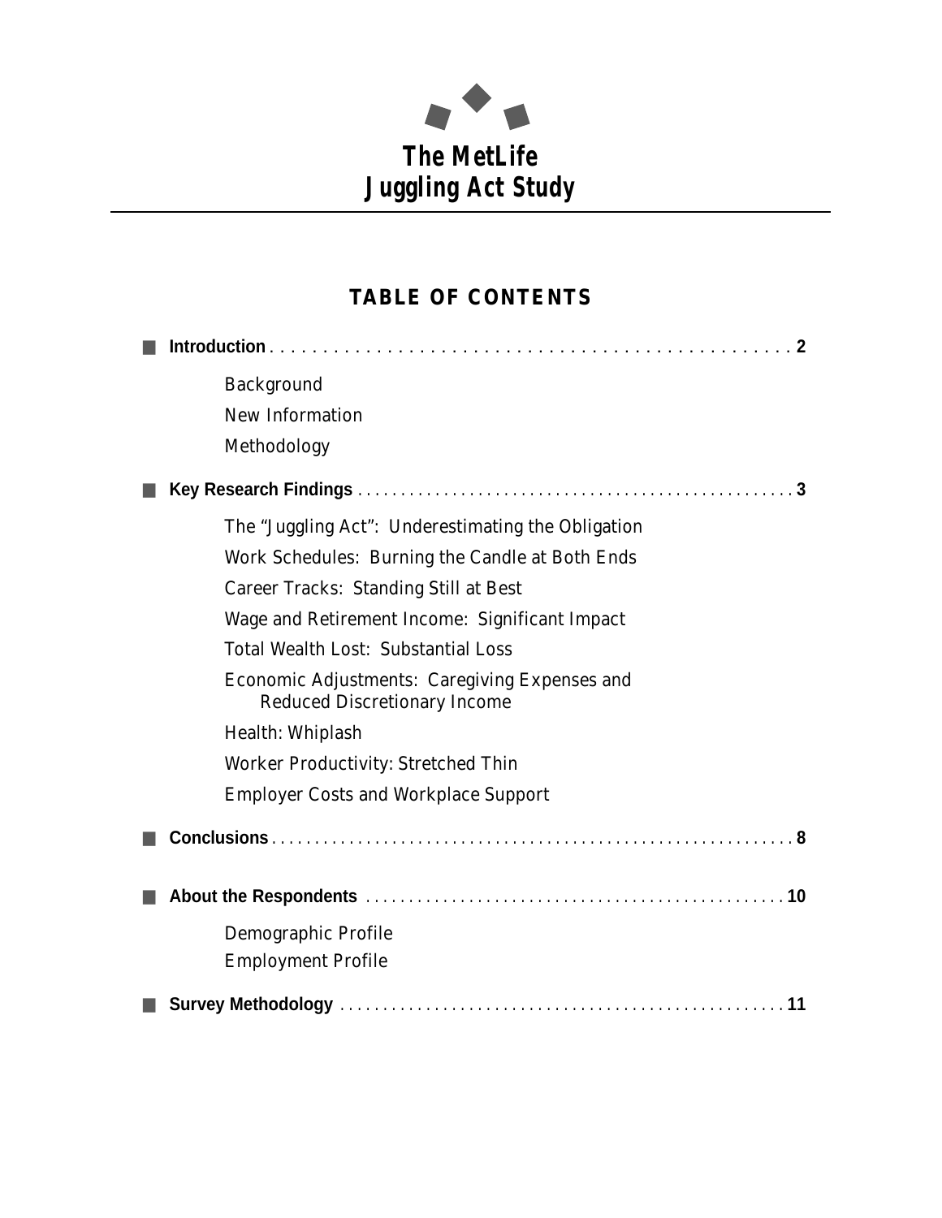# The MetLife Juggling Act Study

## TABLE OF CONTENTS

- **Introduction** . . . . . . . . . . . . . . . . . . . . . . . . . . . . . . . . . . . . . . . . . . . . . . . . . . **2**
  - Background
  - New Information
  - Methodology
- **Key Research Findings** . . . . . . . . . . . . . . . . . . . . . . . . . . . . . . . . . . . . . . . . . . . . . . . **3**
  - The "Juggling Act": Underestimating the Obligation
  - Work Schedules: Burning the Candle at Both Ends
  - Career Tracks: Standing Still at Best
  - Wage and Retirement Income: Significant Impact
  - Total Wealth Lost: Substantial Loss
  - Economic Adjustments: Caregiving Expenses and Reduced Discretionary Income
  - Health: Whiplash
  - Worker Productivity: Stretched Thin
  - Employer Costs and Workplace Support
- **Conclusions** . . . . . . . . . . . . . . . . . . . . . . . . . . . . . . . . . . . . . . . . . . . . . . . . . . . . . **8**
- **About the Respondents** . . . . . . . . . . . . . . . . . . . . . . . . . . . . . . . . . . . . . . . . . . . . . . **10**
  - Demographic Profile
  - Employment Profile
- **Survey Methodology** . . . . . . . . . . . . . . . . . . . . . . . . . . . . . . . . . . . . . . . . . . . . . . . . **11**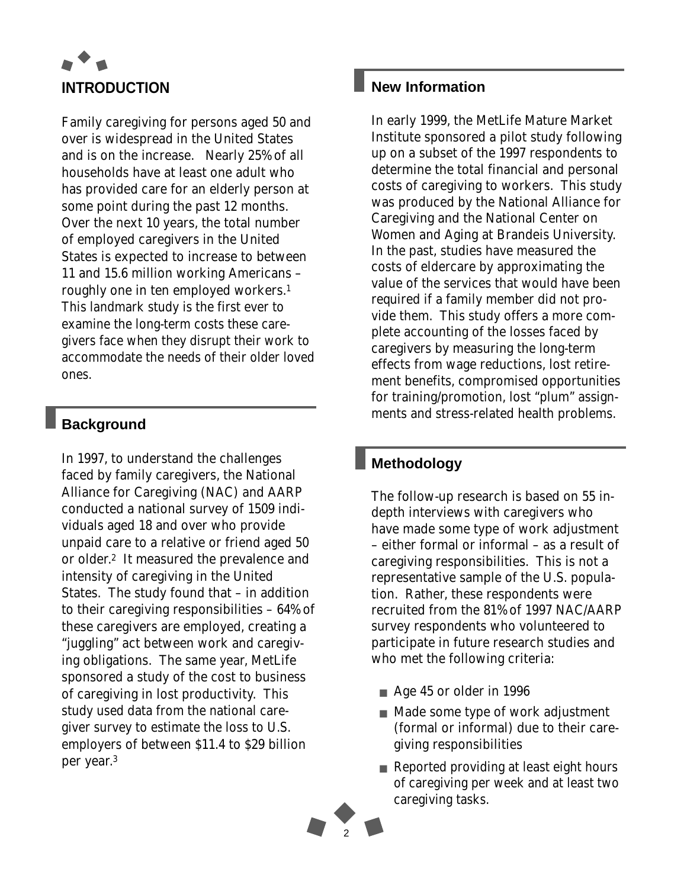## INTRODUCTION

Family caregiving for persons aged 50 and over is widespread in the United States and is on the increase. Nearly 25% of all households have at least one adult who has provided care for an elderly person at some point during the past 12 months. Over the next 10 years, the total number of employed caregivers in the United States is expected to increase to between 11 and 15.6 million working Americans – roughly one in ten employed workers.[1] This landmark study is the first ever to examine the long-term costs these caregivers face when they disrupt their work to accommodate the needs of their older loved ones.

### Background

In 1997, to understand the challenges faced by family caregivers, the National Alliance for Caregiving (NAC) and AARP conducted a national survey of 1509 individuals aged 18 and over who provide unpaid care to a relative or friend aged 50 or older.[2] It measured the prevalence and intensity of caregiving in the United States. The study found that – in addition to their caregiving responsibilities – 64% of these caregivers are employed, creating a "juggling" act between work and caregiving obligations. The same year, MetLife sponsored a study of the cost to business of caregiving in lost productivity. This study used data from the national caregiver survey to estimate the loss to U.S. employers of between $11.4 to $29 billion per year.[3]

### New Information

In early 1999, the MetLife Mature Market Institute sponsored a pilot study following up on a subset of the 1997 respondents to determine the total financial and personal costs of caregiving to workers. This study was produced by the National Alliance for Caregiving and the National Center on Women and Aging at Brandeis University. In the past, studies have measured the costs of eldercare by approximating the value of the services that would have been required if a family member did not provide them. This study offers a more complete accounting of the losses faced by caregivers by measuring the long-term effects from wage reductions, lost retirement benefits, compromised opportunities for training/promotion, lost "plum" assignments and stress-related health problems.

### Methodology

The follow-up research is based on 55 in-depth interviews with caregivers who have made some type of work adjustment – either formal or informal – as a result of caregiving responsibilities. This is not a representative sample of the U.S. population. Rather, these respondents were recruited from the 81% of 1997 NAC/AARP survey respondents who volunteered to participate in future research studies and who met the following criteria:

- Age 45 or older in 1996
- Made some type of work adjustment (formal or informal) due to their caregiving responsibilities
- Reported providing at least eight hours of caregiving per week and at least two caregiving tasks.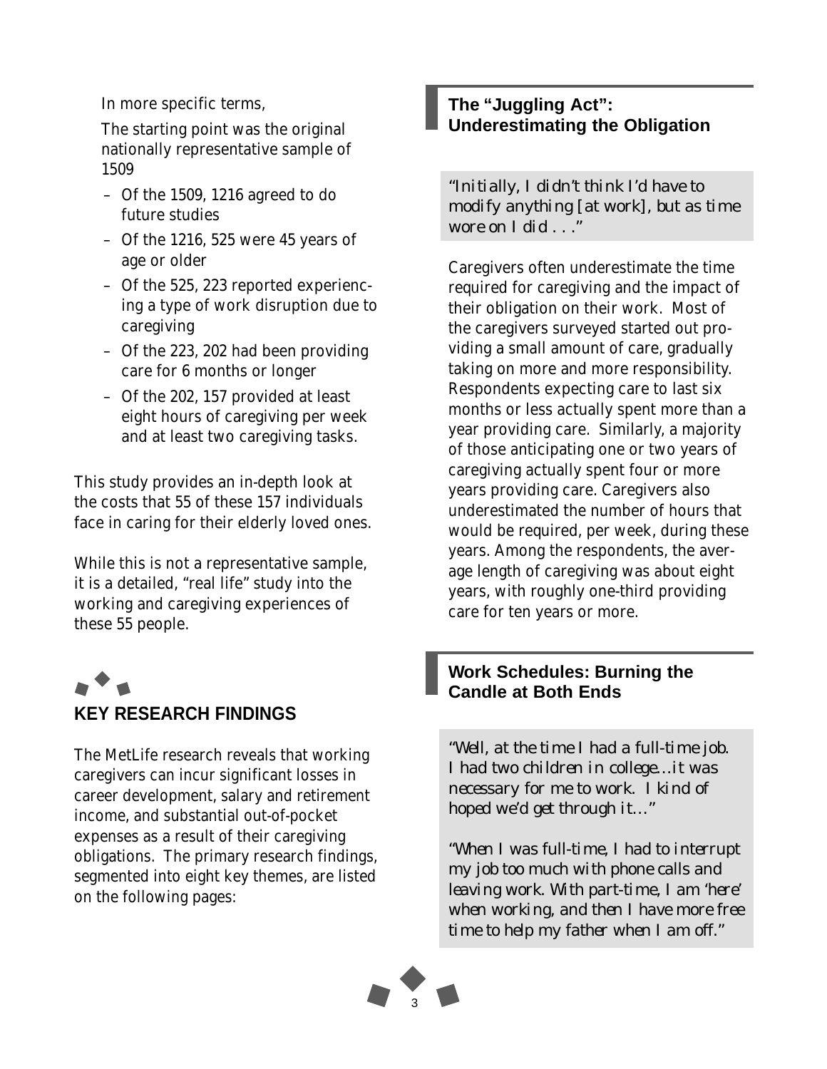In more specific terms,

The starting point was the original nationally representative sample of 1509

- Of the 1509, 1216 agreed to do future studies
- Of the 1216, 525 were 45 years of age or older
- Of the 525, 223 reported experiencing a type of work disruption due to caregiving
- Of the 223, 202 had been providing care for 6 months or longer
- Of the 202, 157 provided at least eight hours of caregiving per week and at least two caregiving tasks.

This study provides an in-depth look at the costs that 55 of these 157 individuals face in caring for their elderly loved ones.

While this is not a representative sample, it is a detailed, "real life" study into the working and caregiving experiences of these 55 people.

## KEY RESEARCH FINDINGS

The MetLife research reveals that working caregivers can incur significant losses in career development, salary and retirement income, and substantial out-of-pocket expenses as a result of their caregiving obligations. The primary research findings, segmented into eight key themes, are listed on the following pages:

### The "Juggling Act": Underestimating the Obligation

*"Initially, I didn't think I'd have to modify anything [at work], but as time wore on I did . . ."*

Caregivers often underestimate the time required for caregiving and the impact of their obligation on their work. Most of the caregivers surveyed started out providing a small amount of care, gradually taking on more and more responsibility. Respondents expecting care to last six months or less actually spent more than a year providing care. Similarly, a majority of those anticipating one or two years of caregiving actually spent four or more years providing care. Caregivers also underestimated the number of hours that would be required, per week, during these years. Among the respondents, the average length of caregiving was about eight years, with roughly one-third providing care for ten years or more.

### Work Schedules: Burning the Candle at Both Ends

*"Well, at the time I had a full-time job. I had two children in college…it was necessary for me to work. I kind of hoped we'd get through it…"*

*"When I was full-time, I had to interrupt my job too much with phone calls and leaving work. With part-time, I am 'here' when working, and then I have more free time to help my father when I am off."*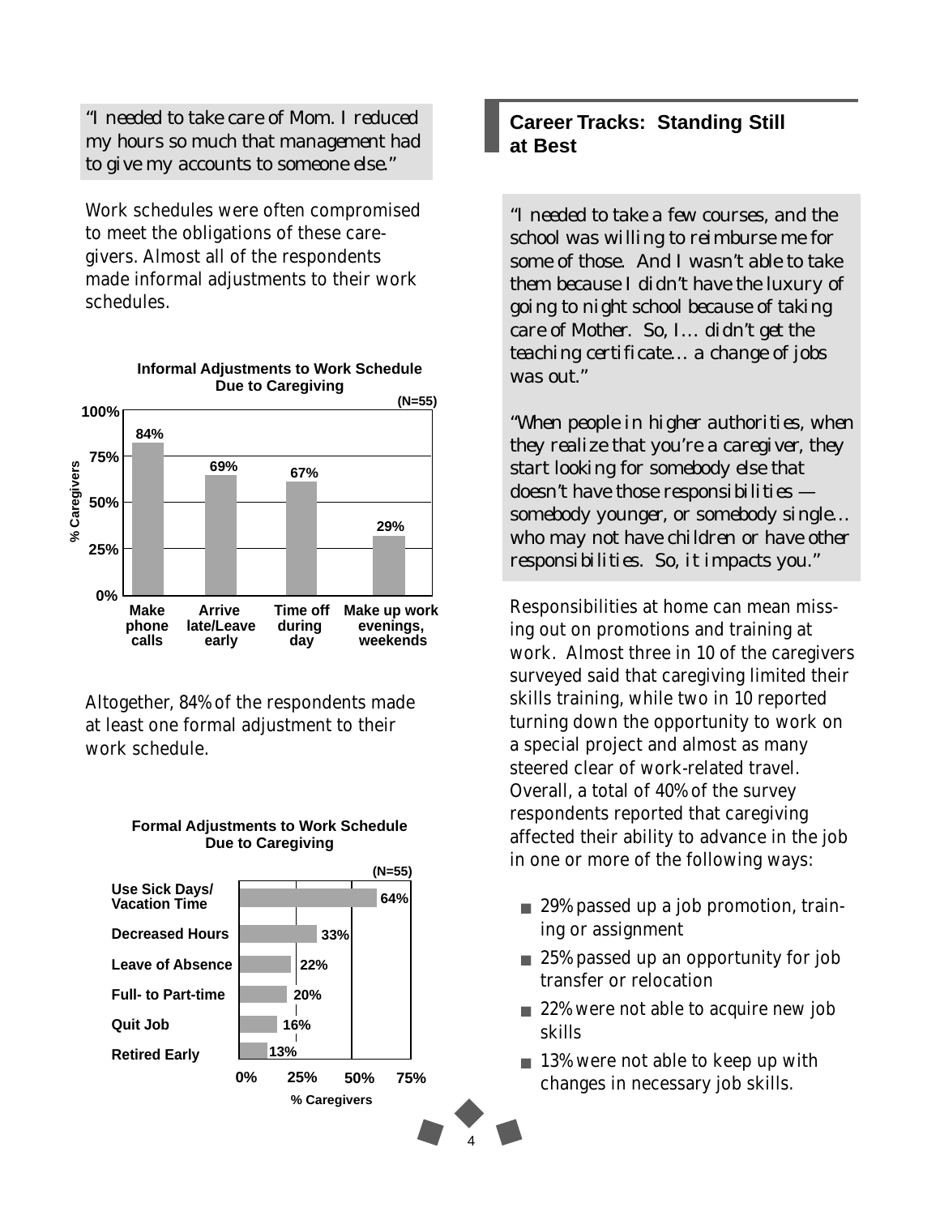*"I needed to take care of Mom. I reduced my hours so much that management had to give my accounts to someone else."*

Work schedules were often compromised to meet the obligations of these caregivers. Almost all of the respondents made informal adjustments to their work schedules.

**Informal Adjustments to Work Schedule Due to Caregiving**

(N=55)

| Adjustment | % Caregivers |
|---|---|
| Make phone calls | 84% |
| Arrive late/Leave early | 69% |
| Time off during day | 67% |
| Make up work evenings, weekends | 29% |

Altogether, 84% of the respondents made at least one formal adjustment to their work schedule.

**Formal Adjustments to Work Schedule Due to Caregiving**

(N=55)

| Adjustment | % Caregivers |
|---|---|
| Use Sick Days/ Vacation Time | 64% |
| Decreased Hours | 33% |
| Leave of Absence | 22% |
| Full- to Part-time | 20% |
| Quit Job | 16% |
| Retired Early | 13% |

## Career Tracks: Standing Still at Best

*"I needed to take a few courses, and the school was willing to reimburse me for some of those. And I wasn't able to take them because I didn't have the luxury of going to night school because of taking care of Mother. So, I… didn't get the teaching certificate… a change of jobs was out."*

*"When people in higher authorities, when they realize that you're a caregiver, they start looking for somebody else that doesn't have those responsibilities — somebody younger, or somebody single… who may not have children or have other responsibilities. So, it impacts you."*

Responsibilities at home can mean missing out on promotions and training at work. Almost three in 10 of the caregivers surveyed said that caregiving limited their skills training, while two in 10 reported turning down the opportunity to work on a special project and almost as many steered clear of work-related travel. Overall, a total of 40% of the survey respondents reported that caregiving affected their ability to advance in the job in one or more of the following ways:

- 29% passed up a job promotion, training or assignment
- 25% passed up an opportunity for job transfer or relocation
- 22% were not able to acquire new job skills
- 13% were not able to keep up with changes in necessary job skills.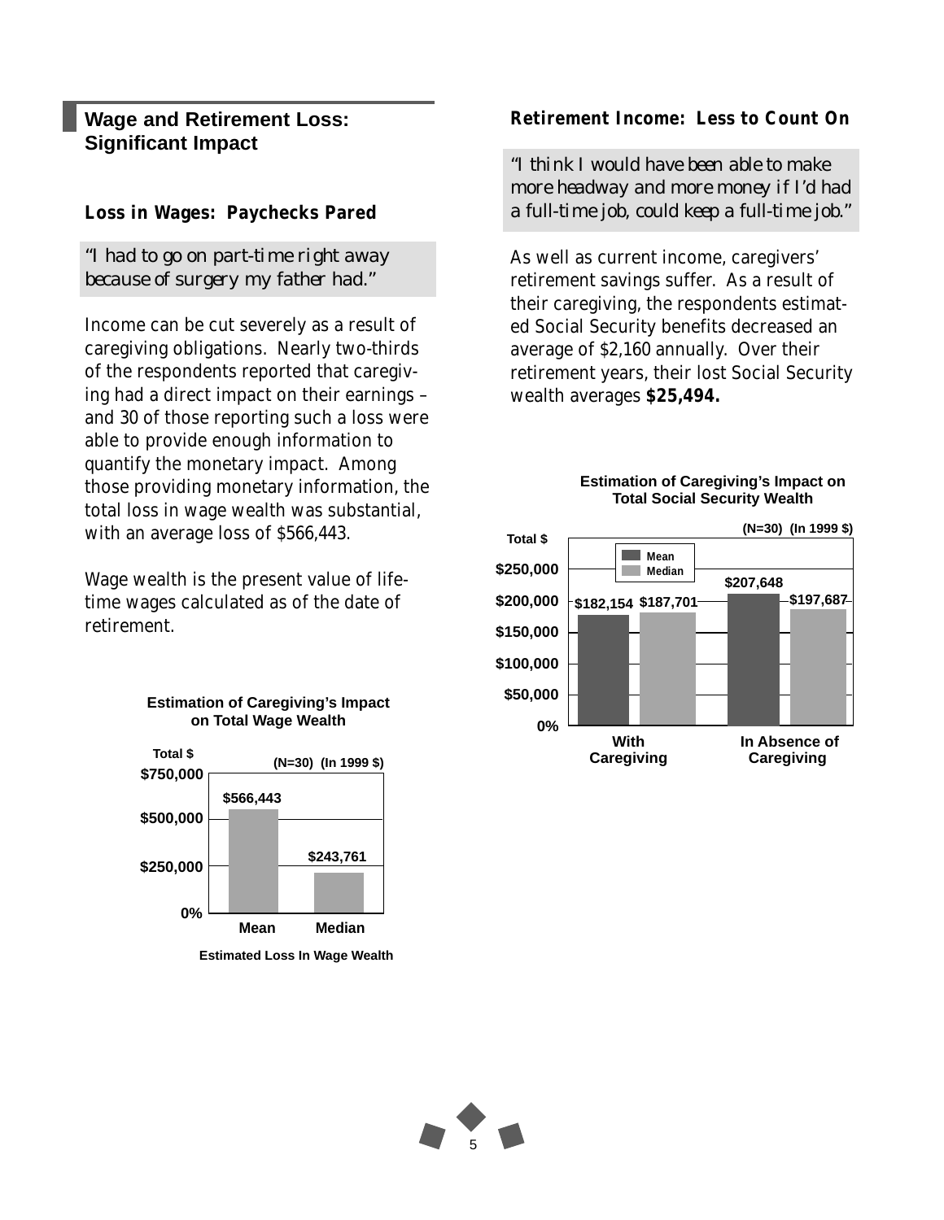## Wage and Retirement Loss: Significant Impact

### Loss in Wages: Paychecks Pared

*"I had to go on part-time right away because of surgery my father had."*

Income can be cut severely as a result of caregiving obligations. Nearly two-thirds of the respondents reported that caregiving had a direct impact on their earnings – and 30 of those reporting such a loss were able to provide enough information to quantify the monetary impact. Among those providing monetary information, the total loss in wage wealth was substantial, with an average loss of $566,443.

Wage wealth is the present value of lifetime wages calculated as of the date of retirement.

**Estimation of Caregiving's Impact on Total Wage Wealth**

(N=30) (In 1999 $)

| | Total $ |
|---|---|
| Mean | $566,443 |
| Median | $243,761 |

Estimated Loss In Wage Wealth

### Retirement Income: Less to Count On

*"I think I would have been able to make more headway and more money if I'd had a full-time job, could keep a full-time job."*

As well as current income, caregivers' retirement savings suffer. As a result of their caregiving, the respondents estimated Social Security benefits decreased an average of $2,160 annually. Over their retirement years, their lost Social Security wealth averages **$25,494.**

**Estimation of Caregiving's Impact on Total Social Security Wealth**

(N=30) (In 1999 $)

| Total $ | Mean | Median |
|---|---|---|
| With Caregiving | $182,154 | $187,701 |
| In Absence of Caregiving | $207,648 | $197,687 |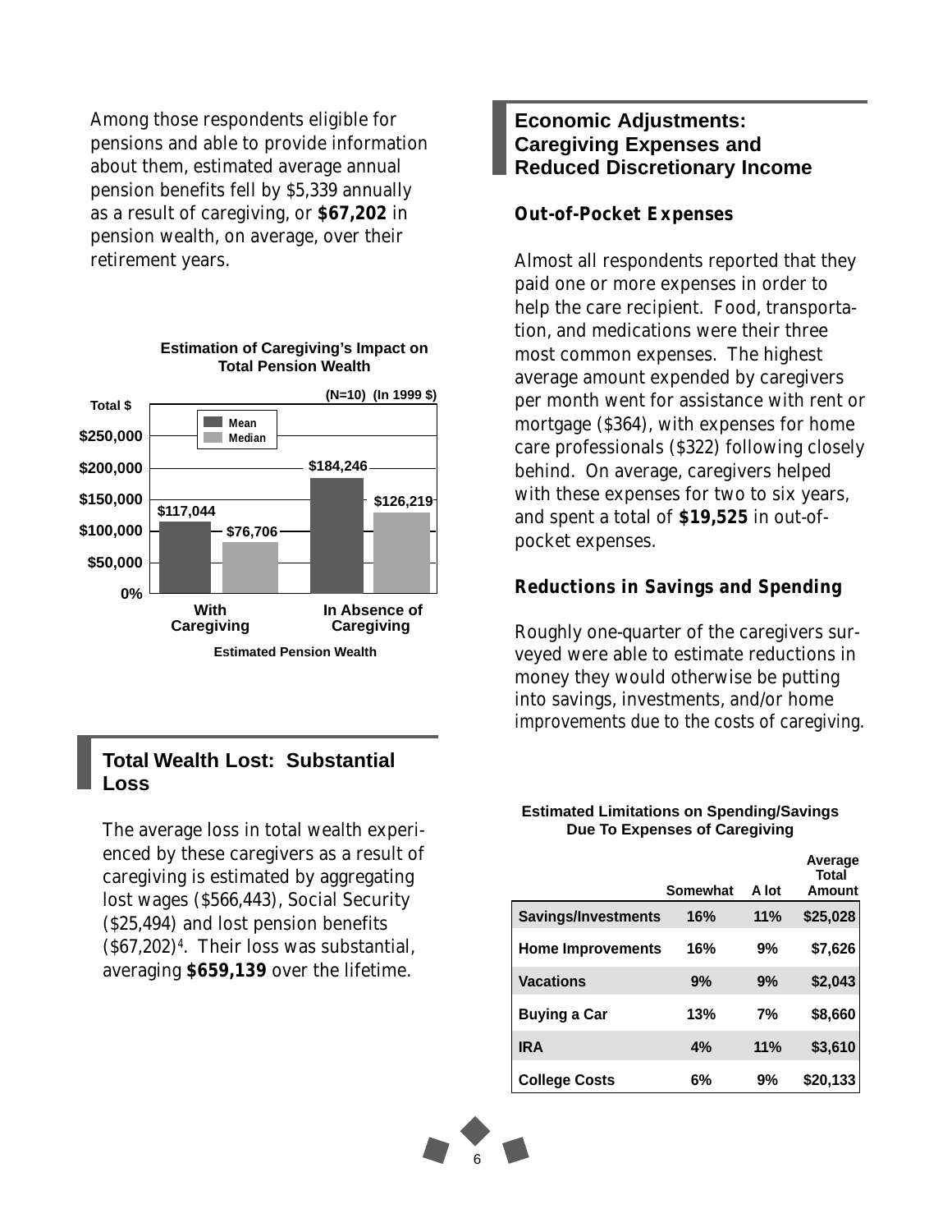Among those respondents eligible for pensions and able to provide information about them, estimated average annual pension benefits fell by $5,339 annually as a result of caregiving, or **$67,202** in pension wealth, on average, over their retirement years.

**Estimation of Caregiving's Impact on Total Pension Wealth**

(N=10) (In 1999 $)

| Estimated Pension Wealth | Mean | Median |
|---|---|---|
| With Caregiving | $117,044 | $76,706 |
| In Absence of Caregiving | $184,246 | $126,219 |

## Total Wealth Lost: Substantial Loss

The average loss in total wealth experienced by these caregivers as a result of caregiving is estimated by aggregating lost wages ($566,443), Social Security ($25,494) and lost pension benefits ($67,202)[4]. Their loss was substantial, averaging **$659,139** over the lifetime.

## Economic Adjustments: Caregiving Expenses and Reduced Discretionary Income

### Out-of-Pocket Expenses

Almost all respondents reported that they paid one or more expenses in order to help the care recipient. Food, transportation, and medications were their three most common expenses. The highest average amount expended by caregivers per month went for assistance with rent or mortgage ($364), with expenses for home care professionals ($322) following closely behind. On average, caregivers helped with these expenses for two to six years, and spent a total of **$19,525** in out-of-pocket expenses.

### Reductions in Savings and Spending

Roughly one-quarter of the caregivers surveyed were able to estimate reductions in money they would otherwise be putting into savings, investments, and/or home improvements due to the costs of caregiving.

**Estimated Limitations on Spending/Savings Due To Expenses of Caregiving**

| | Somewhat | A lot | Average Total Amount |
|---|---|---|---|
| Savings/Investments | 16% | 11% | $25,028 |
| Home Improvements | 16% | 9% | $7,626 |
| Vacations | 9% | 9% | $2,043 |
| Buying a Car | 13% | 7% | $8,660 |
| IRA | 4% | 11% | $3,610 |
| College Costs | 6% | 9% | $20,133 |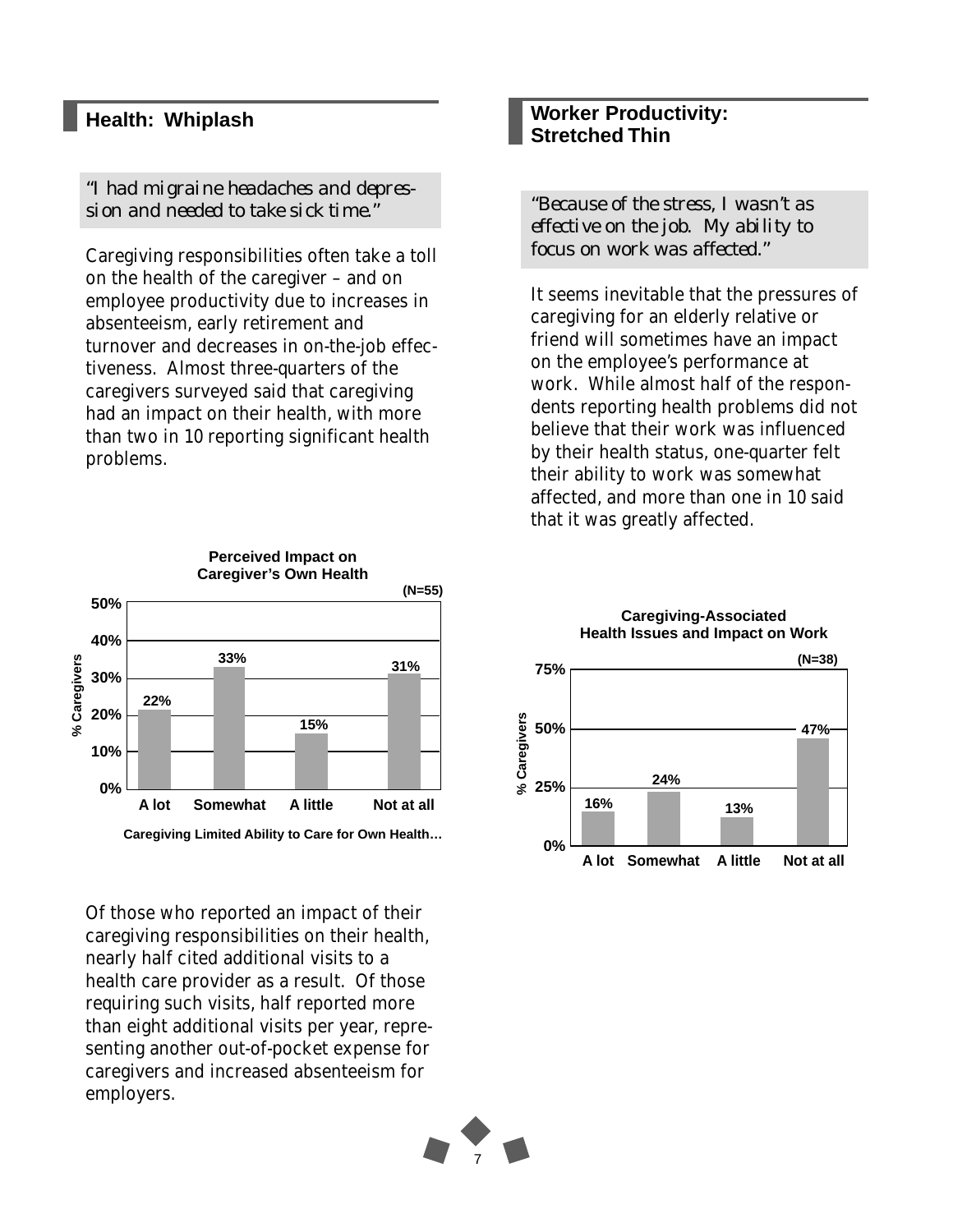## Health: Whiplash

*"I had migraine headaches and depression and needed to take sick time."*

Caregiving responsibilities often take a toll on the health of the caregiver – and on employee productivity due to increases in absenteeism, early retirement and turnover and decreases in on-the-job effectiveness. Almost three-quarters of the caregivers surveyed said that caregiving had an impact on their health, with more than two in 10 reporting significant health problems.

**Perceived Impact on Caregiver's Own Health**

(N=55)

| Caregiving Limited Ability to Care for Own Health… | % Caregivers |
|---|---|
| A lot | 22% |
| Somewhat | 33% |
| A little | 15% |
| Not at all | 31% |

Of those who reported an impact of their caregiving responsibilities on their health, nearly half cited additional visits to a health care provider as a result. Of those requiring such visits, half reported more than eight additional visits per year, representing another out-of-pocket expense for caregivers and increased absenteeism for employers.

## Worker Productivity: Stretched Thin

*"Because of the stress, I wasn't as effective on the job. My ability to focus on work was affected."*

It seems inevitable that the pressures of caregiving for an elderly relative or friend will sometimes have an impact on the employee's performance at work. While almost half of the respondents reporting health problems did not believe that their work was influenced by their health status, one-quarter felt their ability to work was somewhat affected, and more than one in 10 said that it was greatly affected.

**Caregiving-Associated Health Issues and Impact on Work**

(N=38)

| | % Caregivers |
|---|---|
| A lot | 16% |
| Somewhat | 24% |
| A little | 13% |
| Not at all | 47% |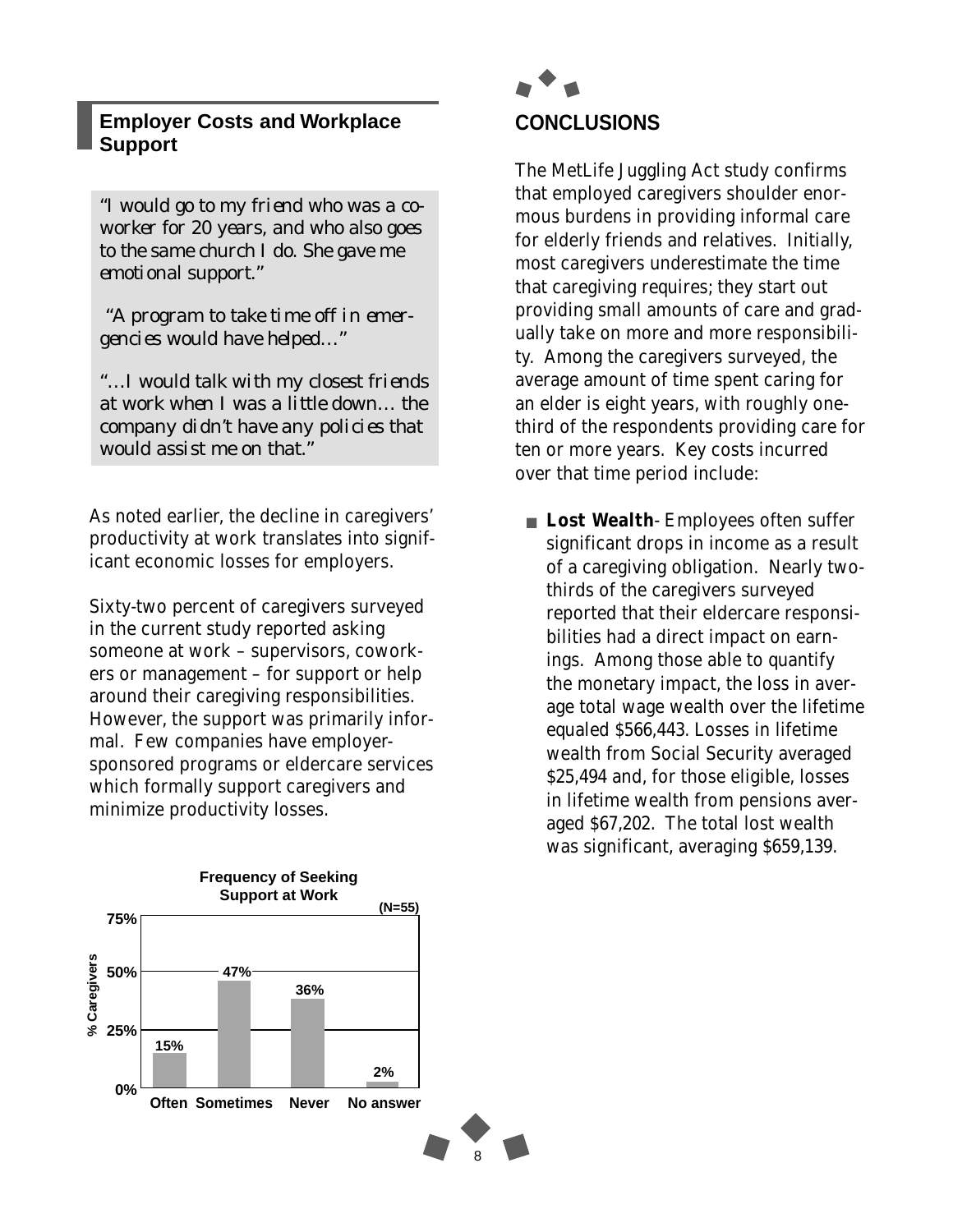## Employer Costs and Workplace Support

*"I would go to my friend who was a co-worker for 20 years, and who also goes to the same church I do. She gave me emotional support."*

*"A program to take time off in emergencies would have helped..."*

*"...I would talk with my closest friends at work when I was a little down... the company didn't have any policies that would assist me on that."*

As noted earlier, the decline in caregivers' productivity at work translates into significant economic losses for employers.

Sixty-two percent of caregivers surveyed in the current study reported asking someone at work – supervisors, coworkers or management – for support or help around their caregiving responsibilities. However, the support was primarily informal. Few companies have employer-sponsored programs or eldercare services which formally support caregivers and minimize productivity losses.

**Frequency of Seeking Support at Work** (N=55)

| Response | % Caregivers |
|---|---|
| Often | 15% |
| Sometimes | 47% |
| Never | 36% |
| No answer | 2% |

## CONCLUSIONS

The MetLife Juggling Act study confirms that employed caregivers shoulder enormous burdens in providing informal care for elderly friends and relatives. Initially, most caregivers underestimate the time that caregiving requires; they start out providing small amounts of care and gradually take on more and more responsibility. Among the caregivers surveyed, the average amount of time spent caring for an elder is eight years, with roughly one-third of the respondents providing care for ten or more years. Key costs incurred over that time period include:

- **Lost Wealth**- Employees often suffer significant drops in income as a result of a caregiving obligation. Nearly two-thirds of the caregivers surveyed reported that their eldercare responsibilities had a direct impact on earnings. Among those able to quantify the monetary impact, the loss in average total wage wealth over the lifetime equaled $566,443. Losses in lifetime wealth from Social Security averaged $25,494 and, for those eligible, losses in lifetime wealth from pensions averaged $67,202. The total lost wealth was significant, averaging $659,139.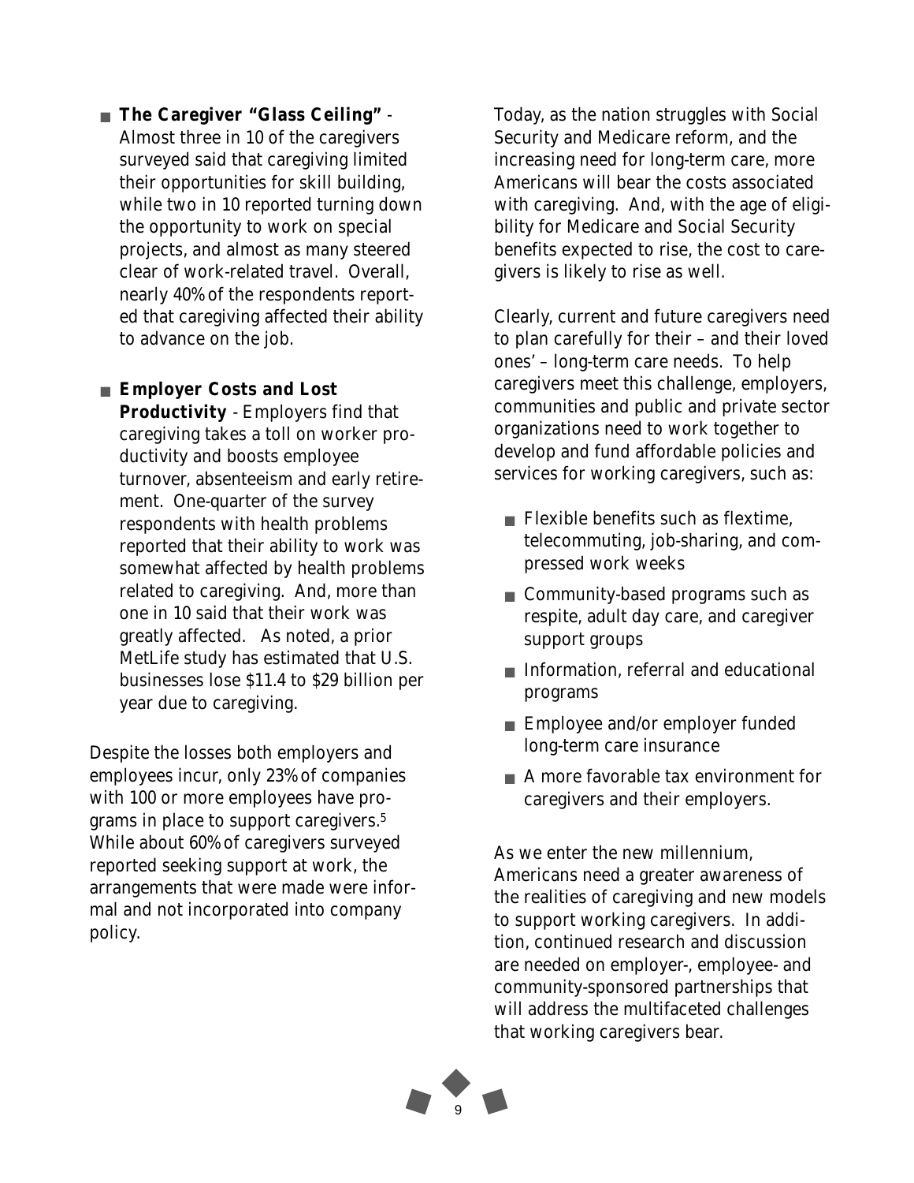- **The Caregiver "Glass Ceiling"** - Almost three in 10 of the caregivers surveyed said that caregiving limited their opportunities for skill building, while two in 10 reported turning down the opportunity to work on special projects, and almost as many steered clear of work-related travel. Overall, nearly 40% of the respondents reported that caregiving affected their ability to advance on the job.

- **Employer Costs and Lost Productivity** - Employers find that caregiving takes a toll on worker productivity and boosts employee turnover, absenteeism and early retirement. One-quarter of the survey respondents with health problems reported that their ability to work was somewhat affected by health problems related to caregiving. And, more than one in 10 said that their work was greatly affected. As noted, a prior MetLife study has estimated that U.S. businesses lose $11.4 to $29 billion per year due to caregiving.

Despite the losses both employers and employees incur, only 23% of companies with 100 or more employees have programs in place to support caregivers.[5] While about 60% of caregivers surveyed reported seeking support at work, the arrangements that were made were informal and not incorporated into company policy.

Today, as the nation struggles with Social Security and Medicare reform, and the increasing need for long-term care, more Americans will bear the costs associated with caregiving. And, with the age of eligibility for Medicare and Social Security benefits expected to rise, the cost to caregivers is likely to rise as well.

Clearly, current and future caregivers need to plan carefully for their – and their loved ones' – long-term care needs. To help caregivers meet this challenge, employers, communities and public and private sector organizations need to work together to develop and fund affordable policies and services for working caregivers, such as:

- Flexible benefits such as flextime, telecommuting, job-sharing, and compressed work weeks
- Community-based programs such as respite, adult day care, and caregiver support groups
- Information, referral and educational programs
- Employee and/or employer funded long-term care insurance
- A more favorable tax environment for caregivers and their employers.

As we enter the new millennium, Americans need a greater awareness of the realities of caregiving and new models to support working caregivers. In addition, continued research and discussion are needed on employer-, employee- and community-sponsored partnerships that will address the multifaceted challenges that working caregivers bear.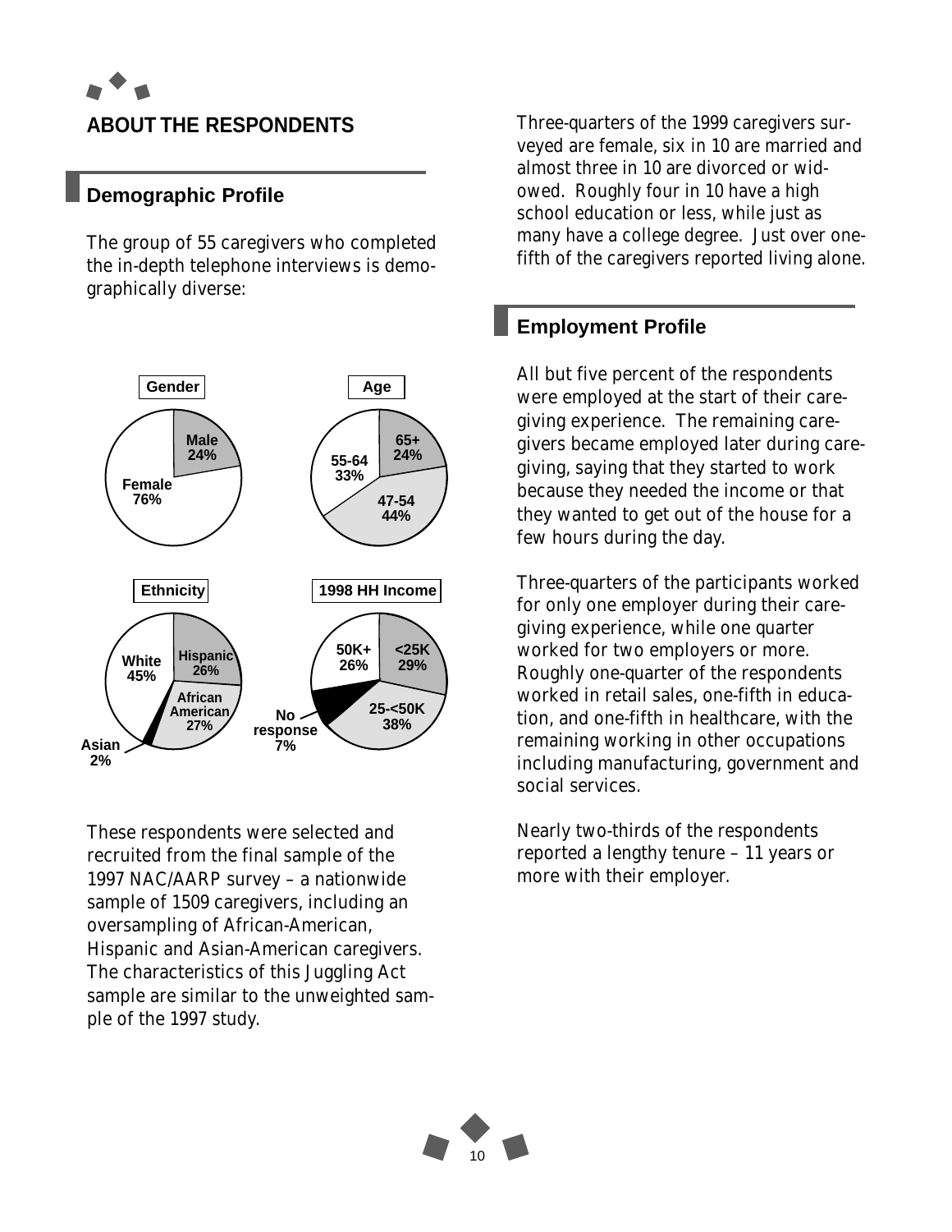## ABOUT THE RESPONDENTS

### Demographic Profile

The group of 55 caregivers who completed the in-depth telephone interviews is demographically diverse:

**Gender**

- Male 24%
- Female 76%

**Age**

- 65+ 24%
- 47-54 44%
- 55-64 33%

**Ethnicity**

- Hispanic 26%
- African American 27%
- Asian 2%
- White 45%

**1998 HH Income**

- <25K 29%
- 25-<50K 38%
- No response 7%
- 50K+ 26%

These respondents were selected and recruited from the final sample of the 1997 NAC/AARP survey – a nationwide sample of 1509 caregivers, including an oversampling of African-American, Hispanic and Asian-American caregivers. The characteristics of this Juggling Act sample are similar to the unweighted sample of the 1997 study.

Three-quarters of the 1999 caregivers surveyed are female, six in 10 are married and almost three in 10 are divorced or widowed. Roughly four in 10 have a high school education or less, while just as many have a college degree. Just over one-fifth of the caregivers reported living alone.

### Employment Profile

All but five percent of the respondents were employed at the start of their caregiving experience. The remaining caregivers became employed later during caregiving, saying that they started to work because they needed the income or that they wanted to get out of the house for a few hours during the day.

Three-quarters of the participants worked for only one employer during their caregiving experience, while one quarter worked for two employers or more. Roughly one-quarter of the respondents worked in retail sales, one-fifth in education, and one-fifth in healthcare, with the remaining working in other occupations including manufacturing, government and social services.

Nearly two-thirds of the respondents reported a lengthy tenure – 11 years or more with their employer.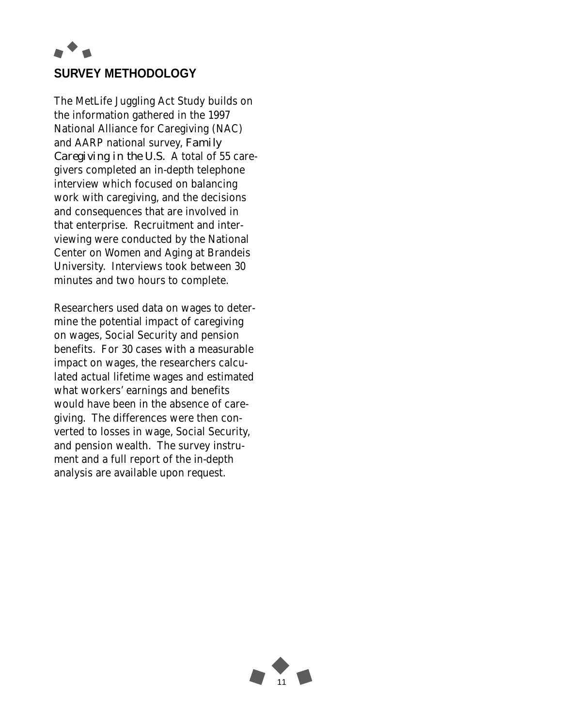## SURVEY METHODOLOGY

The MetLife Juggling Act Study builds on the information gathered in the 1997 National Alliance for Caregiving (NAC) and AARP national survey, *Family Caregiving in the U.S.* A total of 55 caregivers completed an in-depth telephone interview which focused on balancing work with caregiving, and the decisions and consequences that are involved in that enterprise. Recruitment and interviewing were conducted by the National Center on Women and Aging at Brandeis University. Interviews took between 30 minutes and two hours to complete.

Researchers used data on wages to determine the potential impact of caregiving on wages, Social Security and pension benefits. For 30 cases with a measurable impact on wages, the researchers calculated actual lifetime wages and estimated what workers' earnings and benefits would have been in the absence of caregiving. The differences were then converted to losses in wage, Social Security, and pension wealth. The survey instrument and a full report of the in-depth analysis are available upon request.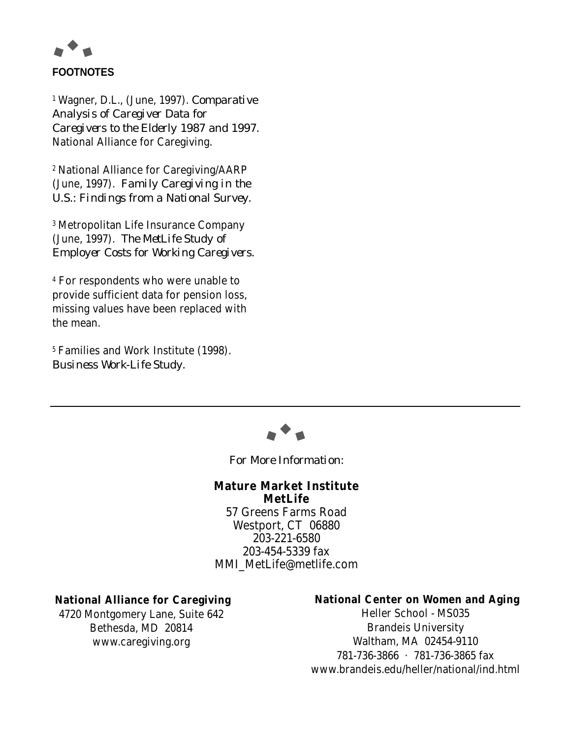## FOOTNOTES

[1] Wagner, D.L., (June, 1997). *Comparative Analysis of Caregiver Data for Caregivers to the Elderly 1987 and 1997.* National Alliance for Caregiving.

[2] National Alliance for Caregiving/AARP (June, 1997). *Family Caregiving in the U.S.: Findings from a National Survey.*

[3] Metropolitan Life Insurance Company (June, 1997). *The MetLife Study of Employer Costs for Working Caregivers.*

[4] For respondents who were unable to provide sufficient data for pension loss, missing values have been replaced with the mean.

[5] Families and Work Institute (1998). *Business Work-Life Study.*

---

*For More Information:*

**Mature Market Institute**
**MetLife**
57 Greens Farms Road
Westport, CT 06880
203-221-6580
203-454-5339 fax
MMI_MetLife@metlife.com

**National Alliance for Caregiving**
4720 Montgomery Lane, Suite 642
Bethesda, MD 20814
www.caregiving.org

**National Center on Women and Aging**
Heller School - MS035
Brandeis University
Waltham, MA 02454-9110
781-736-3866 · 781-736-3865 fax
www.brandeis.edu/heller/national/ind.html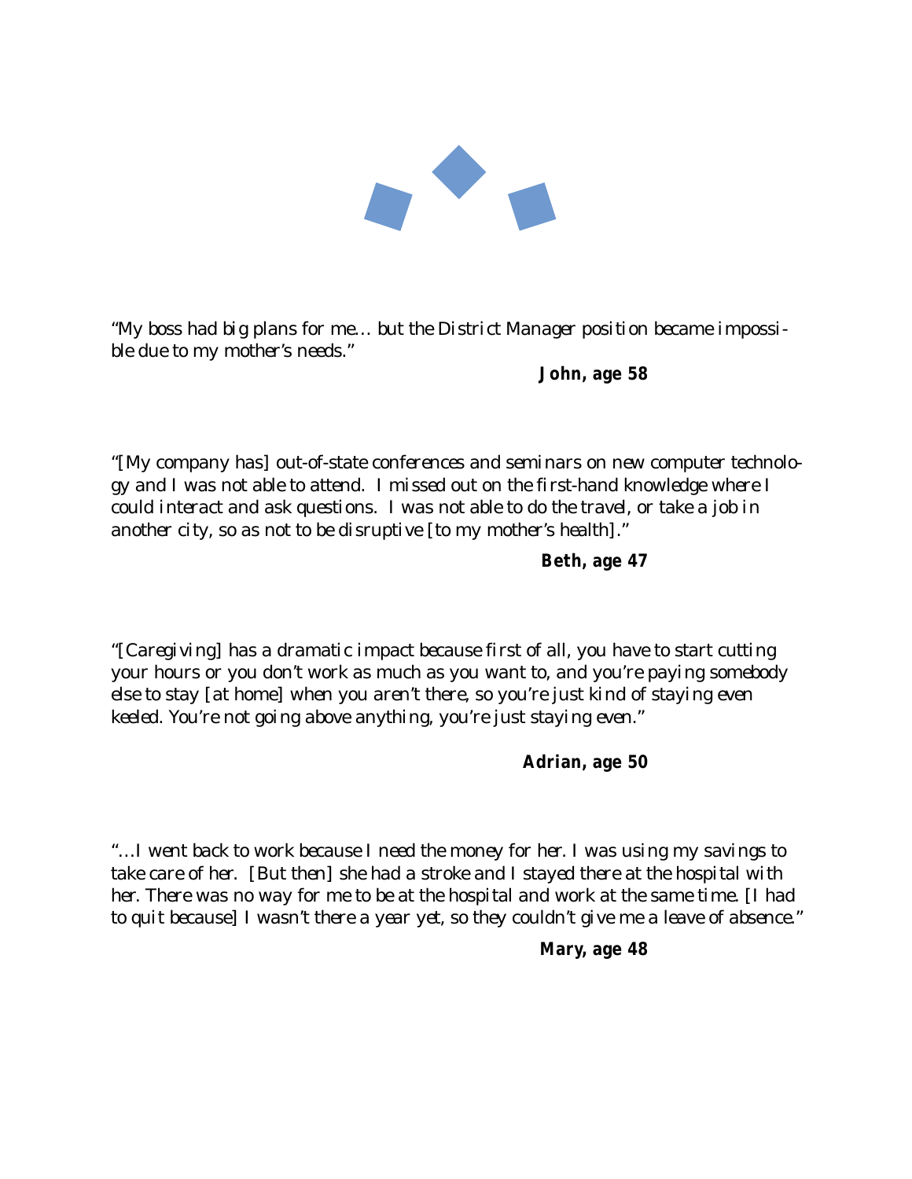*"My boss had big plans for me… but the District Manager position became impossible due to my mother's needs."*

**John, age 58**

*"[My company has] out-of-state conferences and seminars on new computer technology and I was not able to attend. I missed out on the first-hand knowledge where I could interact and ask questions. I was not able to do the travel, or take a job in another city, so as not to be disruptive [to my mother's health]."*

**Beth, age 47**

*"[Caregiving] has a dramatic impact because first of all, you have to start cutting your hours or you don't work as much as you want to, and you're paying somebody else to stay [at home] when you aren't there, so you're just kind of staying even keeled. You're not going above anything, you're just staying even."*

**Adrian, age 50**

*"…I went back to work because I need the money for her. I was using my savings to take care of her. [But then] she had a stroke and I stayed there at the hospital with her. There was no way for me to be at the hospital and work at the same time. [I had to quit because] I wasn't there a year yet, so they couldn't give me a leave of absence."*

**Mary, age 48**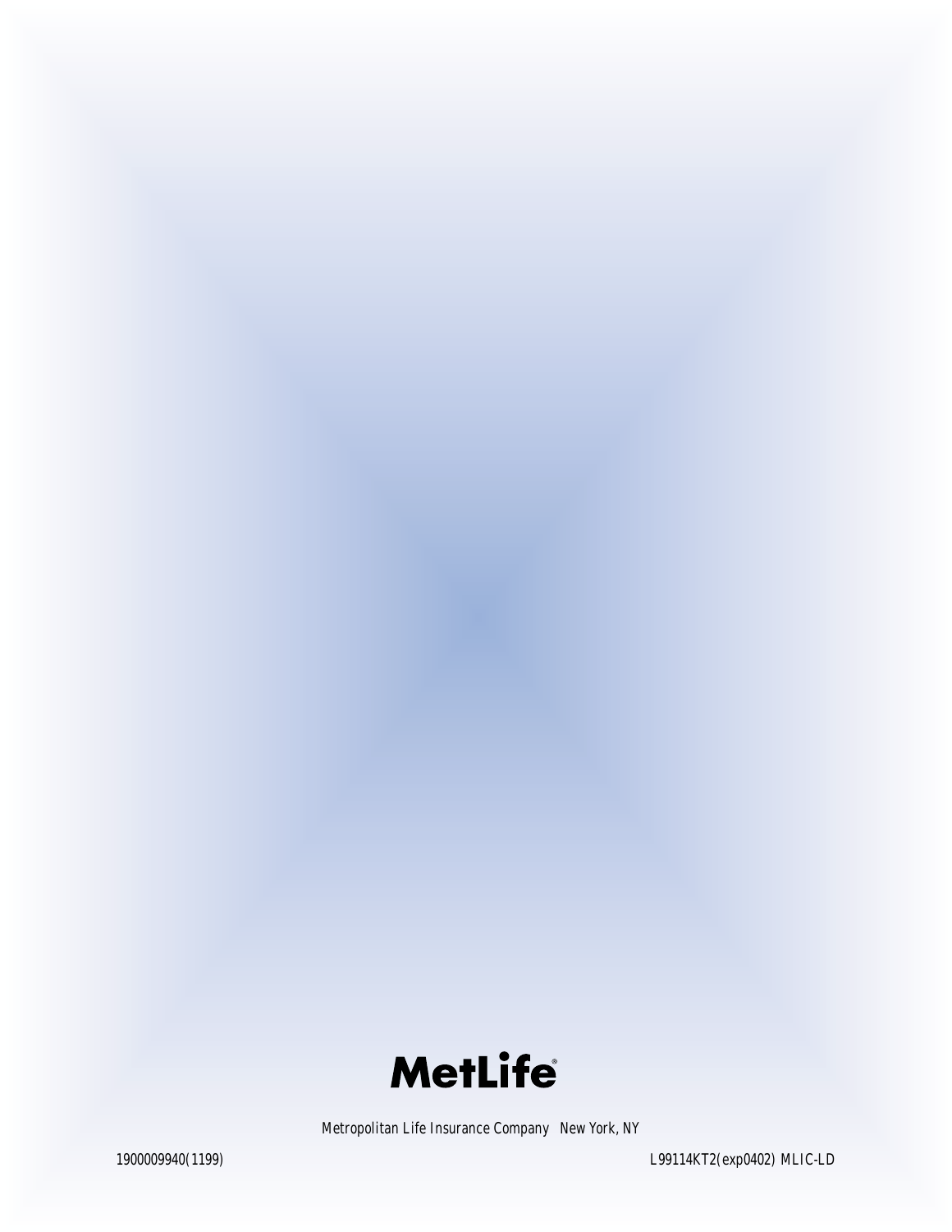MetLife®

Metropolitan Life Insurance Company New York, NY

1900009940(1199)

L99114KT2(exp0402) MLIC-LD